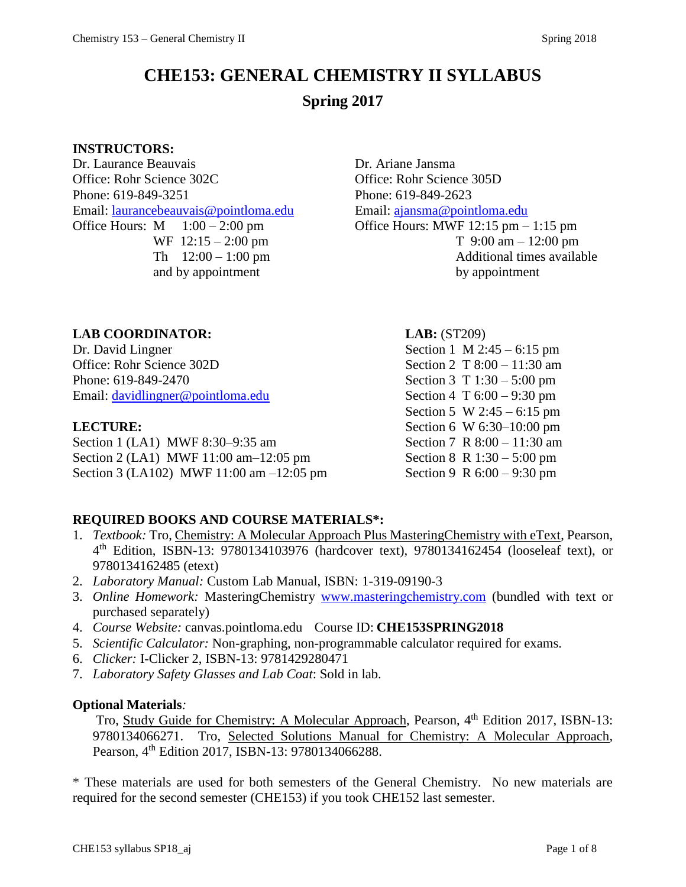# CHE153: GENERAL CHEMISTRY II SYLLABUS

## Spring 2017

**INSTRUCTORS:**

Dr. Laurance Beauvais
Office: Rohr Science 302C
Phone: 619-849-3251
Email: laurancebeauvais@pointloma.edu
Office Hours: M 1:00 – 2:00 pm
WF 12:15 – 2:00 pm
Th 12:00 – 1:00 pm
and by appointment

Dr. Ariane Jansma
Office: Rohr Science 305D
Phone: 619-849-2623
Email: ajansma@pointloma.edu
Office Hours: MWF 12:15 pm – 1:15 pm
T 9:00 am – 12:00 pm
Additional times available by appointment

**LAB COORDINATOR:**

Dr. David Lingner
Office: Rohr Science 302D
Phone: 619-849-2470
Email: davidlingner@pointloma.edu

**LECTURE:**

Section 1 (LA1) MWF 8:30–9:35 am
Section 2 (LA1) MWF 11:00 am–12:05 pm
Section 3 (LA102) MWF 11:00 am –12:05 pm

**LAB:** (ST209)

Section 1 M 2:45 – 6:15 pm
Section 2 T 8:00 – 11:30 am
Section 3 T 1:30 – 5:00 pm
Section 4 T 6:00 – 9:30 pm
Section 5 W 2:45 – 6:15 pm
Section 6 W 6:30–10:00 pm
Section 7 R 8:00 – 11:30 am
Section 8 R 1:30 – 5:00 pm
Section 9 R 6:00 – 9:30 pm

**REQUIRED BOOKS AND COURSE MATERIALS*:**

1. *Textbook:* Tro, Chemistry: A Molecular Approach Plus MasteringChemistry with eText, Pearson, 4th Edition, ISBN-13: 9780134103976 (hardcover text), 9780134162454 (looseleaf text), or 9780134162485 (etext)
2. *Laboratory Manual:* Custom Lab Manual, ISBN: 1-319-09190-3
3. *Online Homework:* MasteringChemistry www.masteringchemistry.com (bundled with text or purchased separately)
4. *Course Website:* canvas.pointloma.edu Course ID: **CHE153SPRING2018**
5. *Scientific Calculator:* Non-graphing, non-programmable calculator required for exams.
6. *Clicker:* I-Clicker 2, ISBN-13: 9781429280471
7. *Laboratory Safety Glasses and Lab Coat*: Sold in lab.

**Optional Materials***:*

Tro, Study Guide for Chemistry: A Molecular Approach, Pearson, 4th Edition 2017, ISBN-13: 9780134066271. Tro, Selected Solutions Manual for Chemistry: A Molecular Approach, Pearson, 4th Edition 2017, ISBN-13: 9780134066288.

* These materials are used for both semesters of the General Chemistry. No new materials are required for the second semester (CHE153) if you took CHE152 last semester.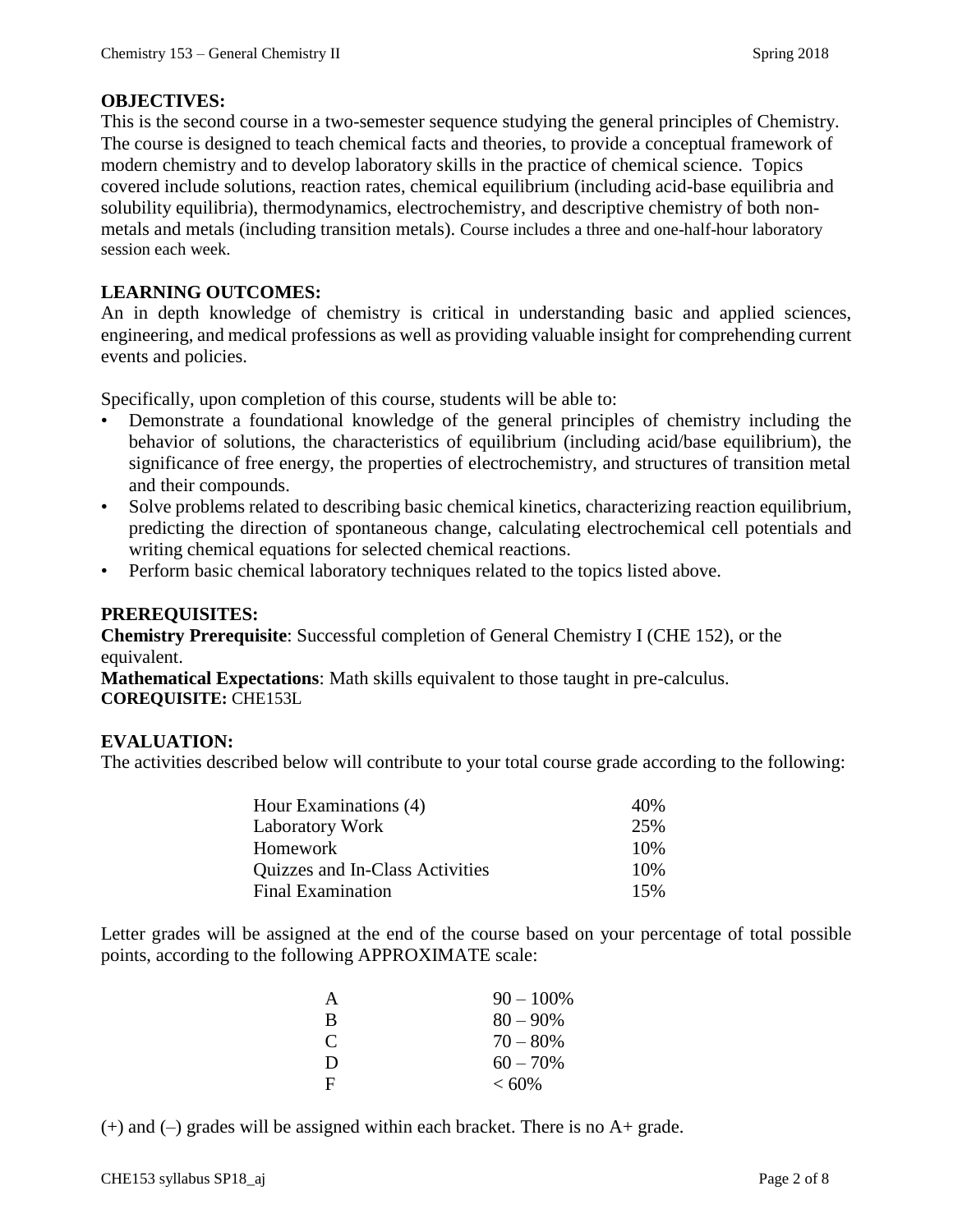**OBJECTIVES:**

This is the second course in a two-semester sequence studying the general principles of Chemistry. The course is designed to teach chemical facts and theories, to provide a conceptual framework of modern chemistry and to develop laboratory skills in the practice of chemical science. Topics covered include solutions, reaction rates, chemical equilibrium (including acid-base equilibria and solubility equilibria), thermodynamics, electrochemistry, and descriptive chemistry of both non-metals and metals (including transition metals). Course includes a three and one-half-hour laboratory session each week.

**LEARNING OUTCOMES:**

An in depth knowledge of chemistry is critical in understanding basic and applied sciences, engineering, and medical professions as well as providing valuable insight for comprehending current events and policies.

Specifically, upon completion of this course, students will be able to:

- Demonstrate a foundational knowledge of the general principles of chemistry including the behavior of solutions, the characteristics of equilibrium (including acid/base equilibrium), the significance of free energy, the properties of electrochemistry, and structures of transition metal and their compounds.
- Solve problems related to describing basic chemical kinetics, characterizing reaction equilibrium, predicting the direction of spontaneous change, calculating electrochemical cell potentials and writing chemical equations for selected chemical reactions.
- Perform basic chemical laboratory techniques related to the topics listed above.

**PREREQUISITES:**

**Chemistry Prerequisite**: Successful completion of General Chemistry I (CHE 152), or the equivalent.

**Mathematical Expectations**: Math skills equivalent to those taught in pre-calculus.

**COREQUISITE:** CHE153L

**EVALUATION:**

The activities described below will contribute to your total course grade according to the following:

| Activity | Weight |
| --- | --- |
| Hour Examinations (4) | 40% |
| Laboratory Work | 25% |
| Homework | 10% |
| Quizzes and In-Class Activities | 10% |
| Final Examination | 15% |

Letter grades will be assigned at the end of the course based on your percentage of total possible points, according to the following APPROXIMATE scale:

| Grade | Range |
| --- | --- |
| A | 90 – 100% |
| B | 80 – 90% |
| C | 70 – 80% |
| D | 60 – 70% |
| F | < 60% |

(+) and (–) grades will be assigned within each bracket. There is no A+ grade.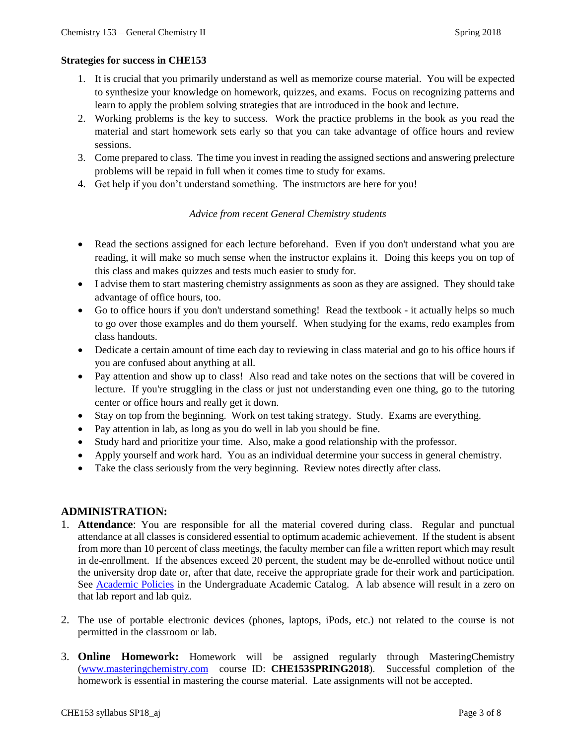**Strategies for success in CHE153**

1. It is crucial that you primarily understand as well as memorize course material. You will be expected to synthesize your knowledge on homework, quizzes, and exams. Focus on recognizing patterns and learn to apply the problem solving strategies that are introduced in the book and lecture.
2. Working problems is the key to success. Work the practice problems in the book as you read the material and start homework sets early so that you can take advantage of office hours and review sessions.
3. Come prepared to class. The time you invest in reading the assigned sections and answering prelecture problems will be repaid in full when it comes time to study for exams.
4. Get help if you don't understand something. The instructors are here for you!

*Advice from recent General Chemistry students*

- Read the sections assigned for each lecture beforehand. Even if you don't understand what you are reading, it will make so much sense when the instructor explains it. Doing this keeps you on top of this class and makes quizzes and tests much easier to study for.
- I advise them to start mastering chemistry assignments as soon as they are assigned. They should take advantage of office hours, too.
- Go to office hours if you don't understand something! Read the textbook - it actually helps so much to go over those examples and do them yourself. When studying for the exams, redo examples from class handouts.
- Dedicate a certain amount of time each day to reviewing in class material and go to his office hours if you are confused about anything at all.
- Pay attention and show up to class! Also read and take notes on the sections that will be covered in lecture. If you're struggling in the class or just not understanding even one thing, go to the tutoring center or office hours and really get it down.
- Stay on top from the beginning. Work on test taking strategy. Study. Exams are everything.
- Pay attention in lab, as long as you do well in lab you should be fine.
- Study hard and prioritize your time. Also, make a good relationship with the professor.
- Apply yourself and work hard. You as an individual determine your success in general chemistry.
- Take the class seriously from the very beginning. Review notes directly after class.

## ADMINISTRATION:

1. **Attendance**: You are responsible for all the material covered during class. Regular and punctual attendance at all classes is considered essential to optimum academic achievement. If the student is absent from more than 10 percent of class meetings, the faculty member can file a written report which may result in de-enrollment. If the absences exceed 20 percent, the student may be de-enrolled without notice until the university drop date or, after that date, receive the appropriate grade for their work and participation. See Academic Policies in the Undergraduate Academic Catalog. A lab absence will result in a zero on that lab report and lab quiz.

2. The use of portable electronic devices (phones, laptops, iPods, etc.) not related to the course is not permitted in the classroom or lab.

3. **Online Homework:** Homework will be assigned regularly through MasteringChemistry (www.masteringchemistry.com course ID: **CHE153SPRING2018**). Successful completion of the homework is essential in mastering the course material. Late assignments will not be accepted.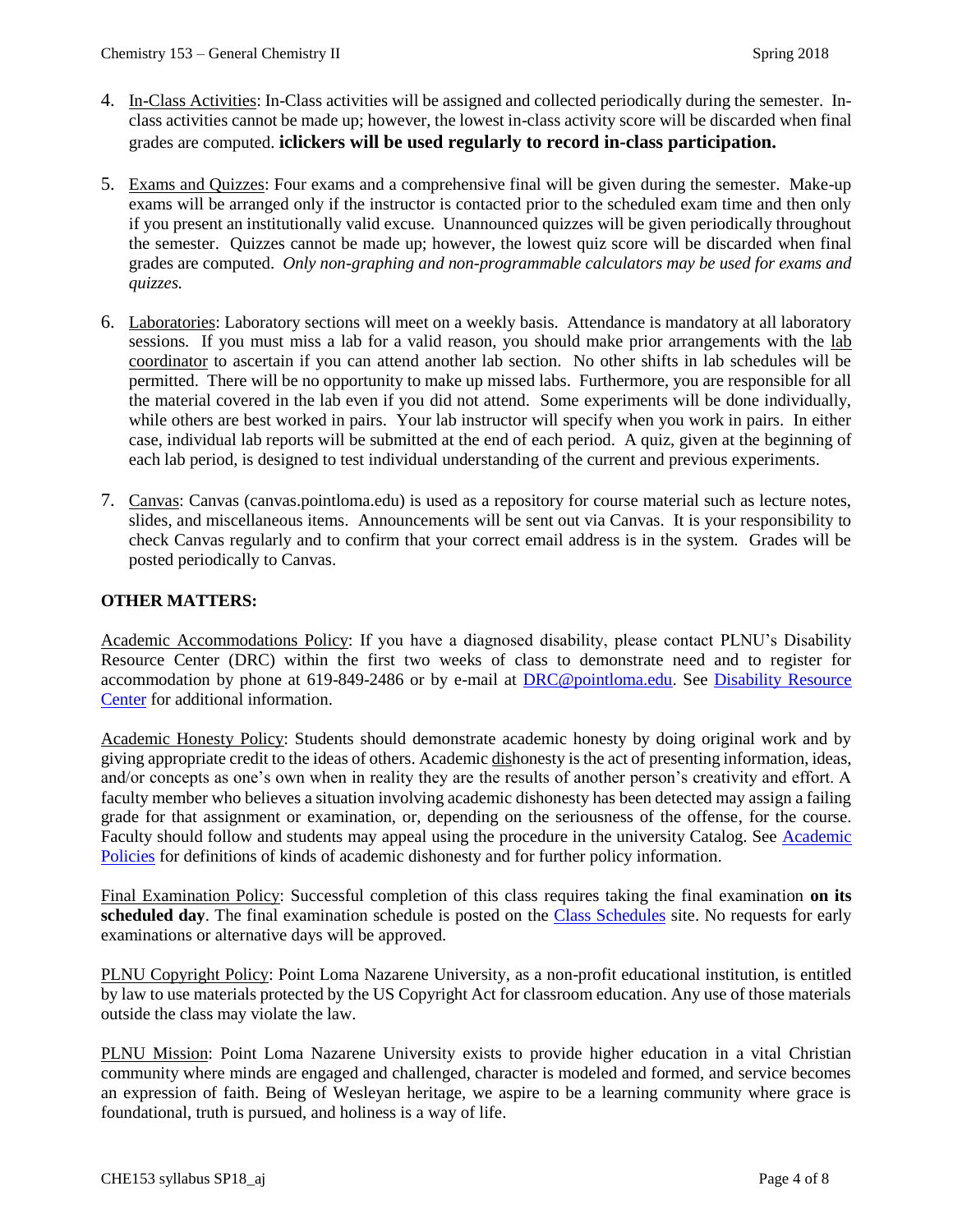4. In-Class Activities: In-Class activities will be assigned and collected periodically during the semester. In-class activities cannot be made up; however, the lowest in-class activity score will be discarded when final grades are computed. **iclickers will be used regularly to record in-class participation.**

5. Exams and Quizzes: Four exams and a comprehensive final will be given during the semester. Make-up exams will be arranged only if the instructor is contacted prior to the scheduled exam time and then only if you present an institutionally valid excuse. Unannounced quizzes will be given periodically throughout the semester. Quizzes cannot be made up; however, the lowest quiz score will be discarded when final grades are computed. *Only non-graphing and non-programmable calculators may be used for exams and quizzes.*

6. Laboratories: Laboratory sections will meet on a weekly basis. Attendance is mandatory at all laboratory sessions. If you must miss a lab for a valid reason, you should make prior arrangements with the lab coordinator to ascertain if you can attend another lab section. No other shifts in lab schedules will be permitted. There will be no opportunity to make up missed labs. Furthermore, you are responsible for all the material covered in the lab even if you did not attend. Some experiments will be done individually, while others are best worked in pairs. Your lab instructor will specify when you work in pairs. In either case, individual lab reports will be submitted at the end of each period. A quiz, given at the beginning of each lab period, is designed to test individual understanding of the current and previous experiments.

7. Canvas: Canvas (canvas.pointloma.edu) is used as a repository for course material such as lecture notes, slides, and miscellaneous items. Announcements will be sent out via Canvas. It is your responsibility to check Canvas regularly and to confirm that your correct email address is in the system. Grades will be posted periodically to Canvas.

**OTHER MATTERS:**

Academic Accommodations Policy: If you have a diagnosed disability, please contact PLNU's Disability Resource Center (DRC) within the first two weeks of class to demonstrate need and to register for accommodation by phone at 619-849-2486 or by e-mail at DRC@pointloma.edu. See Disability Resource Center for additional information.

Academic Honesty Policy: Students should demonstrate academic honesty by doing original work and by giving appropriate credit to the ideas of others. Academic dishonesty is the act of presenting information, ideas, and/or concepts as one's own when in reality they are the results of another person's creativity and effort. A faculty member who believes a situation involving academic dishonesty has been detected may assign a failing grade for that assignment or examination, or, depending on the seriousness of the offense, for the course. Faculty should follow and students may appeal using the procedure in the university Catalog. See Academic Policies for definitions of kinds of academic dishonesty and for further policy information.

Final Examination Policy: Successful completion of this class requires taking the final examination **on its scheduled day**. The final examination schedule is posted on the Class Schedules site. No requests for early examinations or alternative days will be approved.

PLNU Copyright Policy: Point Loma Nazarene University, as a non-profit educational institution, is entitled by law to use materials protected by the US Copyright Act for classroom education. Any use of those materials outside the class may violate the law.

PLNU Mission: Point Loma Nazarene University exists to provide higher education in a vital Christian community where minds are engaged and challenged, character is modeled and formed, and service becomes an expression of faith. Being of Wesleyan heritage, we aspire to be a learning community where grace is foundational, truth is pursued, and holiness is a way of life.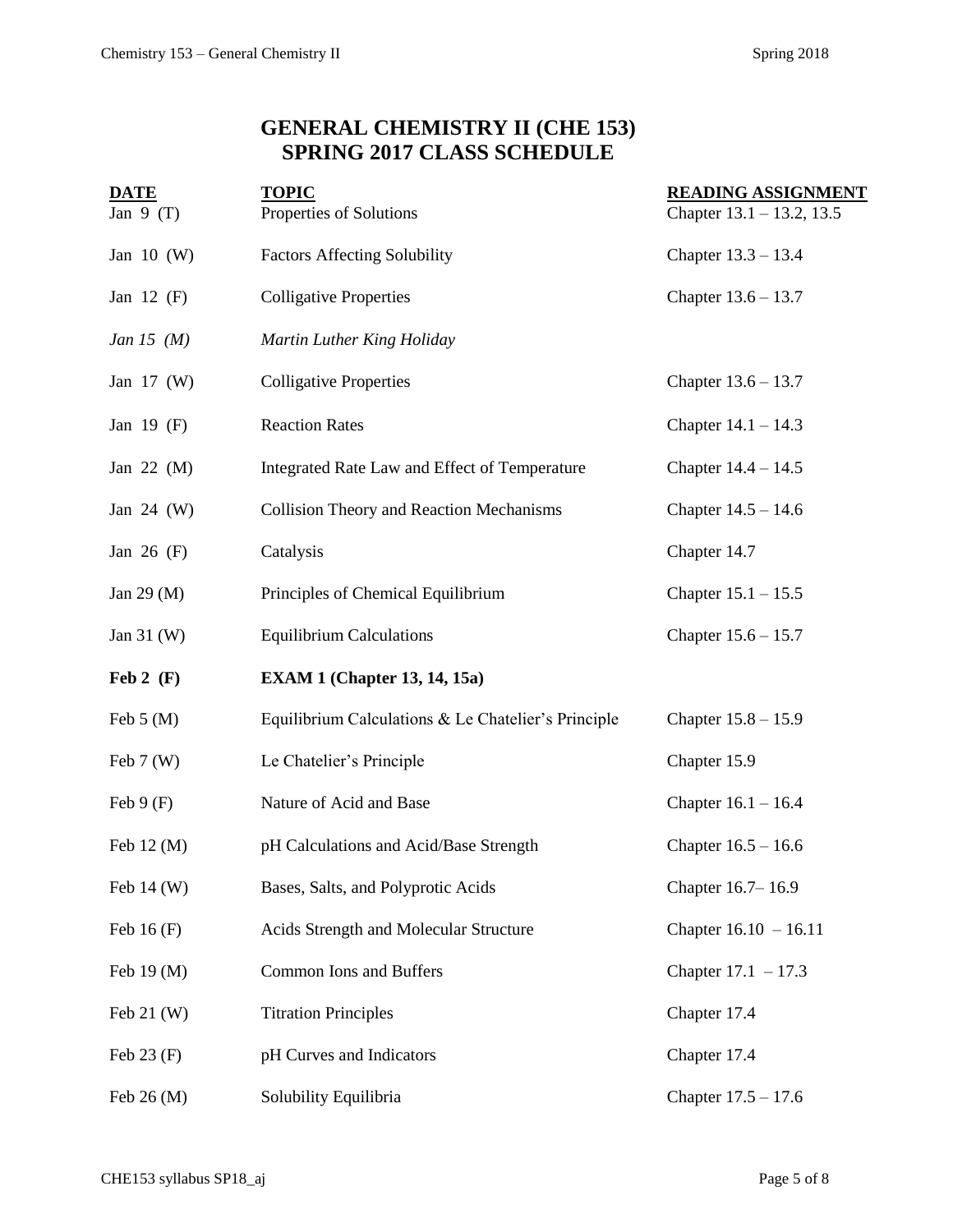# GENERAL CHEMISTRY II (CHE 153)
# SPRING 2017 CLASS SCHEDULE

| DATE | TOPIC | READING ASSIGNMENT |
|---|---|---|
| Jan 9 (T) | Properties of Solutions | Chapter 13.1 – 13.2, 13.5 |
| Jan 10 (W) | Factors Affecting Solubility | Chapter 13.3 – 13.4 |
| Jan 12 (F) | Colligative Properties | Chapter 13.6 – 13.7 |
| *Jan 15 (M)* | *Martin Luther King Holiday* | |
| Jan 17 (W) | Colligative Properties | Chapter 13.6 – 13.7 |
| Jan 19 (F) | Reaction Rates | Chapter 14.1 – 14.3 |
| Jan 22 (M) | Integrated Rate Law and Effect of Temperature | Chapter 14.4 – 14.5 |
| Jan 24 (W) | Collision Theory and Reaction Mechanisms | Chapter 14.5 – 14.6 |
| Jan 26 (F) | Catalysis | Chapter 14.7 |
| Jan 29 (M) | Principles of Chemical Equilibrium | Chapter 15.1 – 15.5 |
| Jan 31 (W) | Equilibrium Calculations | Chapter 15.6 – 15.7 |
| **Feb 2 (F)** | **EXAM 1 (Chapter 13, 14, 15a)** | |
| Feb 5 (M) | Equilibrium Calculations & Le Chatelier's Principle | Chapter 15.8 – 15.9 |
| Feb 7 (W) | Le Chatelier's Principle | Chapter 15.9 |
| Feb 9 (F) | Nature of Acid and Base | Chapter 16.1 – 16.4 |
| Feb 12 (M) | pH Calculations and Acid/Base Strength | Chapter 16.5 – 16.6 |
| Feb 14 (W) | Bases, Salts, and Polyprotic Acids | Chapter 16.7– 16.9 |
| Feb 16 (F) | Acids Strength and Molecular Structure | Chapter 16.10 – 16.11 |
| Feb 19 (M) | Common Ions and Buffers | Chapter 17.1 – 17.3 |
| Feb 21 (W) | Titration Principles | Chapter 17.4 |
| Feb 23 (F) | pH Curves and Indicators | Chapter 17.4 |
| Feb 26 (M) | Solubility Equilibria | Chapter 17.5 – 17.6 |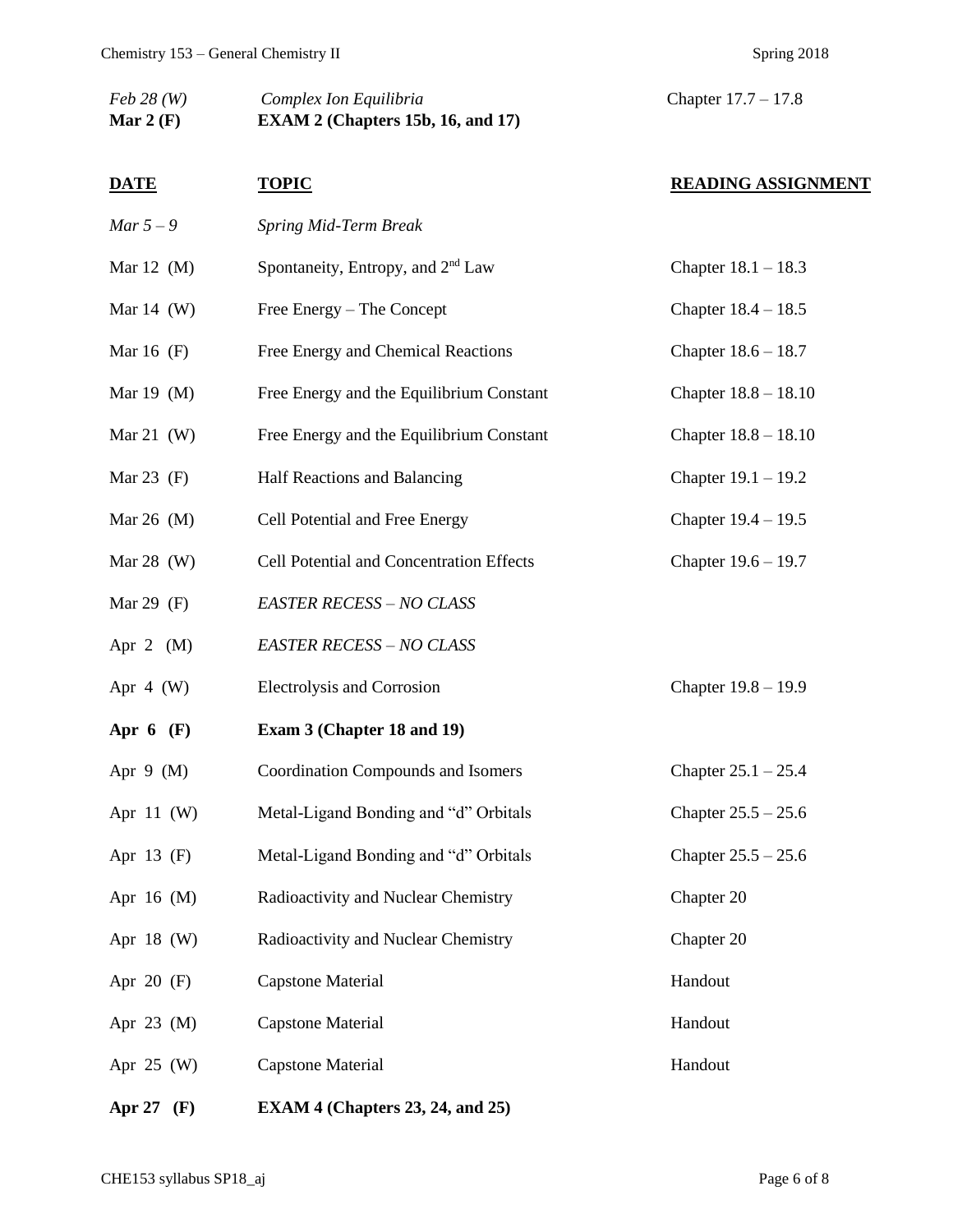| | | |
|---|---|---|
| *Feb 28 (W)* | *Complex Ion Equilibria* | Chapter 17.7 – 17.8 |
| **Mar 2 (F)** | **EXAM 2 (Chapters 15b, 16, and 17)** | |

| **DATE** | **TOPIC** | **READING ASSIGNMENT** |
|---|---|---|
| *Mar 5 – 9* | *Spring Mid-Term Break* | |
| Mar 12 (M) | Spontaneity, Entropy, and 2nd Law | Chapter 18.1 – 18.3 |
| Mar 14 (W) | Free Energy – The Concept | Chapter 18.4 – 18.5 |
| Mar 16 (F) | Free Energy and Chemical Reactions | Chapter 18.6 – 18.7 |
| Mar 19 (M) | Free Energy and the Equilibrium Constant | Chapter 18.8 – 18.10 |
| Mar 21 (W) | Free Energy and the Equilibrium Constant | Chapter 18.8 – 18.10 |
| Mar 23 (F) | Half Reactions and Balancing | Chapter 19.1 – 19.2 |
| Mar 26 (M) | Cell Potential and Free Energy | Chapter 19.4 – 19.5 |
| Mar 28 (W) | Cell Potential and Concentration Effects | Chapter 19.6 – 19.7 |
| Mar 29 (F) | *EASTER RECESS – NO CLASS* | |
| Apr 2 (M) | *EASTER RECESS – NO CLASS* | |
| Apr 4 (W) | Electrolysis and Corrosion | Chapter 19.8 – 19.9 |
| **Apr 6 (F)** | **Exam 3 (Chapter 18 and 19)** | |
| Apr 9 (M) | Coordination Compounds and Isomers | Chapter 25.1 – 25.4 |
| Apr 11 (W) | Metal-Ligand Bonding and "d" Orbitals | Chapter 25.5 – 25.6 |
| Apr 13 (F) | Metal-Ligand Bonding and "d" Orbitals | Chapter 25.5 – 25.6 |
| Apr 16 (M) | Radioactivity and Nuclear Chemistry | Chapter 20 |
| Apr 18 (W) | Radioactivity and Nuclear Chemistry | Chapter 20 |
| Apr 20 (F) | Capstone Material | Handout |
| Apr 23 (M) | Capstone Material | Handout |
| Apr 25 (W) | Capstone Material | Handout |
| **Apr 27 (F)** | **EXAM 4 (Chapters 23, 24, and 25)** | |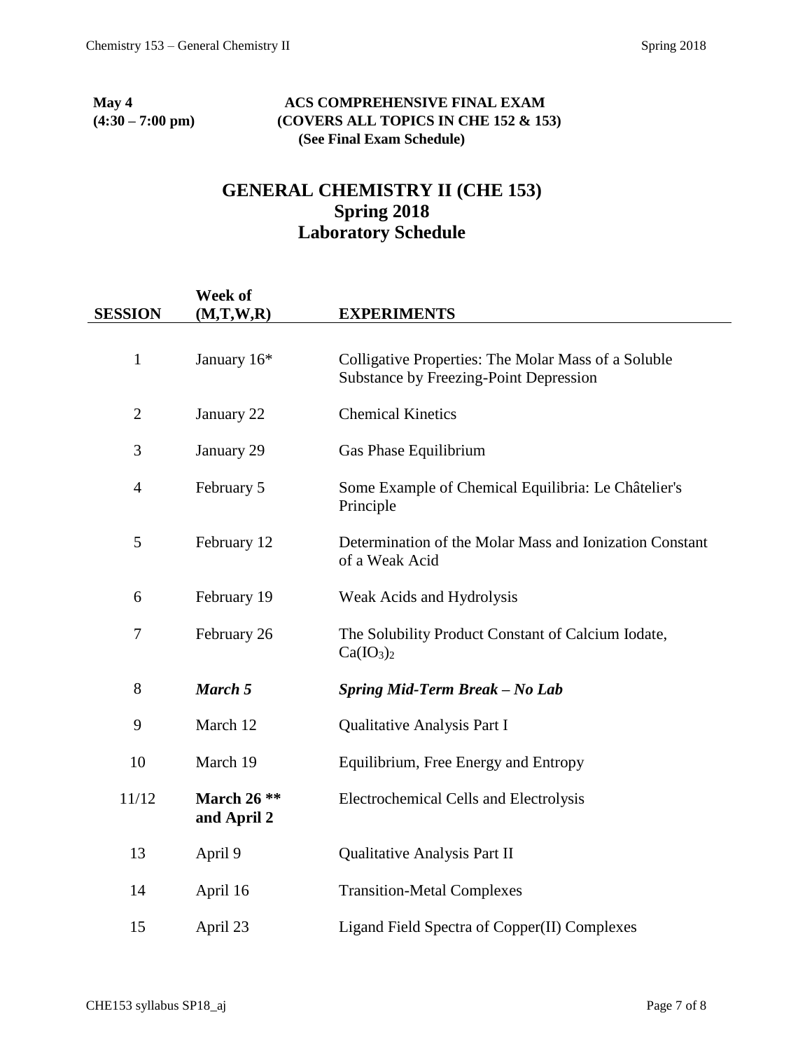**May 4** **ACS COMPREHENSIVE FINAL EXAM**
**(4:30 – 7:00 pm)** **(COVERS ALL TOPICS IN CHE 152 & 153)**
**(See Final Exam Schedule)**

# GENERAL CHEMISTRY II (CHE 153)
## Spring 2018
## Laboratory Schedule

| SESSION | Week of (M,T,W,R) | EXPERIMENTS |
|---|---|---|
| 1 | January 16* | Colligative Properties: The Molar Mass of a Soluble Substance by Freezing-Point Depression |
| 2 | January 22 | Chemical Kinetics |
| 3 | January 29 | Gas Phase Equilibrium |
| 4 | February 5 | Some Example of Chemical Equilibria: Le Châtelier's Principle |
| 5 | February 12 | Determination of the Molar Mass and Ionization Constant of a Weak Acid |
| 6 | February 19 | Weak Acids and Hydrolysis |
| 7 | February 26 | The Solubility Product Constant of Calcium Iodate, $Ca(IO_3)_2$ |
| 8 | ***March 5*** | ***Spring Mid-Term Break – No Lab*** |
| 9 | March 12 | Qualitative Analysis Part I |
| 10 | March 19 | Equilibrium, Free Energy and Entropy |
| 11/12 | **March 26 ** and April 2** | Electrochemical Cells and Electrolysis |
| 13 | April 9 | Qualitative Analysis Part II |
| 14 | April 16 | Transition-Metal Complexes |
| 15 | April 23 | Ligand Field Spectra of Copper(II) Complexes |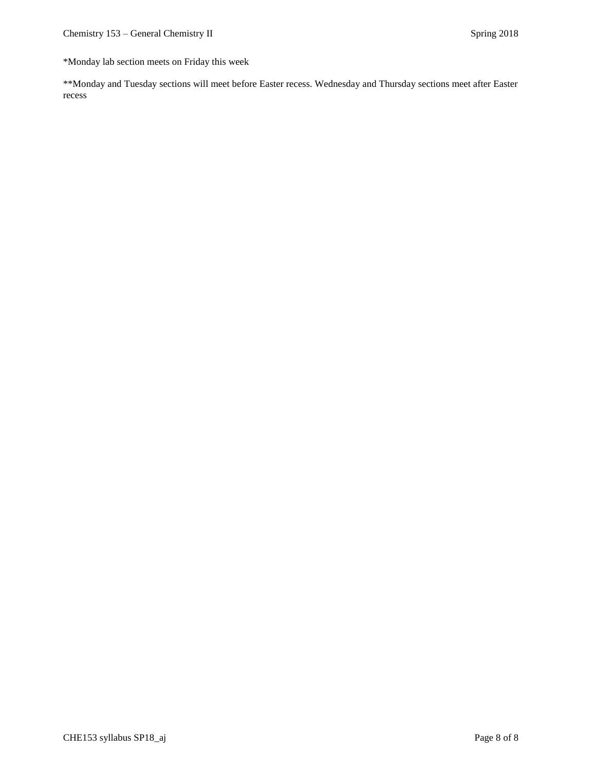*Monday lab section meets on Friday this week

**Monday and Tuesday sections will meet before Easter recess. Wednesday and Thursday sections meet after Easter recess